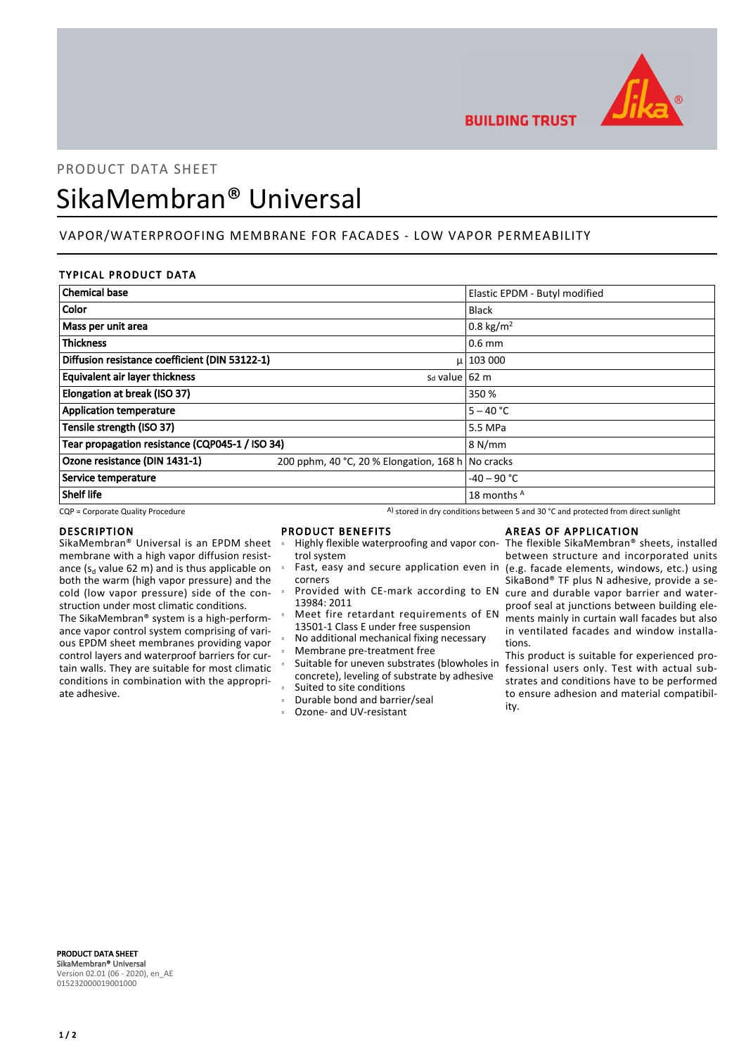PRODUCT DATA SHEET

# SikaMembran® Universal

## VAPOR/WATERPROOFING MEMBRANE FOR FACADES - LOW VAPOR PERMEABILITY

### TYPICAL PRODUCT DATA

| Property | | Value |
|---|---|---|
| **Chemical base** | | Elastic EPDM - Butyl modified |
| **Color** | | Black |
| **Mass per unit area** | | 0.8 kg/m$^2$ |
| **Thickness** | | 0.6 mm |
| **Diffusion resistance coefficient (DIN 53122-1)** | μ | 103 000 |
| **Equivalent air layer thickness** | Sd value | 62 m |
| **Elongation at break (ISO 37)** | | 350 % |
| **Application temperature** | | 5 – 40 °C |
| **Tensile strength (ISO 37)** | | 5.5 MPa |
| **Tear propagation resistance (CQP045-1 / ISO 34)** | | 8 N/mm |
| **Ozone resistance (DIN 1431-1)** | 200 pphm, 40 °C, 20 % Elongation, 168 h | No cracks |
| **Service temperature** | | -40 – 90 °C |
| **Shelf life** | | 18 months [A] |

CQP = Corporate Quality Procedure

[A] stored in dry conditions between 5 and 30 °C and protected from direct sunlight

### DESCRIPTION

SikaMembran® Universal is an EPDM sheet membrane with a high vapor diffusion resistance ($s_d$ value 62 m) and is thus applicable on both the warm (high vapor pressure) and the cold (low vapor pressure) side of the construction under most climatic conditions.

The SikaMembran® system is a high-performance vapor control system comprising of various EPDM sheet membranes providing vapor control layers and waterproof barriers for curtain walls. They are suitable for most climatic conditions in combination with the appropriate adhesive.

### PRODUCT BENEFITS

- Highly flexible waterproofing and vapor control system
- Fast, easy and secure application even in corners
- Provided with CE-mark according to EN 13984: 2011
- Meet fire retardant requirements of EN 13501-1 Class E under free suspension
- No additional mechanical fixing necessary
- Membrane pre-treatment free
- Suitable for uneven substrates (blowholes in concrete), leveling of substrate by adhesive
- Suited to site conditions
- Durable bond and barrier/seal
- Ozone- and UV-resistant

### AREAS OF APPLICATION

The flexible SikaMembran® sheets, installed between structure and incorporated units (e.g. facade elements, windows, etc.) using SikaBond® TF plus N adhesive, provide a secure and durable vapor barrier and waterproof seal at junctions between building elements mainly in curtain wall facades but also in ventilated facades and window installations.

This product is suitable for experienced professional users only. Test with actual substrates and conditions have to be performed to ensure adhesion and material compatibility.

**PRODUCT DATA SHEET**
**SikaMembran® Universal**
Version 02.01 (06 - 2020), en_AE
015232000019001000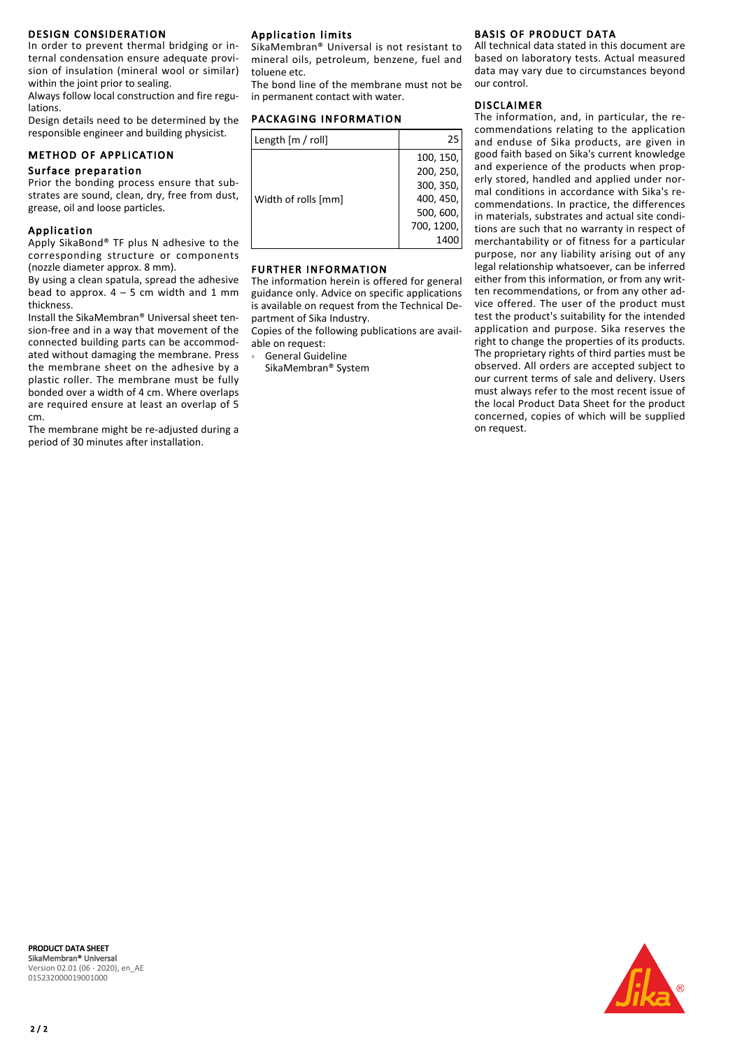## DESIGN CONSIDERATION

In order to prevent thermal bridging or internal condensation ensure adequate provision of insulation (mineral wool or similar) within the joint prior to sealing.

Always follow local construction and fire regulations.

Design details need to be determined by the responsible engineer and building physicist.

## METHOD OF APPLICATION

### Surface preparation

Prior the bonding process ensure that substrates are sound, clean, dry, free from dust, grease, oil and loose particles.

### Application

Apply SikaBond® TF plus N adhesive to the corresponding structure or components (nozzle diameter approx. 8 mm).

By using a clean spatula, spread the adhesive bead to approx. 4 – 5 cm width and 1 mm thickness.

Install the SikaMembran® Universal sheet tension-free and in a way that movement of the connected building parts can be accommodated without damaging the membrane. Press the membrane sheet on the adhesive by a plastic roller. The membrane must be fully bonded over a width of 4 cm. Where overlaps are required ensure at least an overlap of 5 cm.

The membrane might be re-adjusted during a period of 30 minutes after installation.

### Application limits

SikaMembran® Universal is not resistant to mineral oils, petroleum, benzene, fuel and toluene etc.

The bond line of the membrane must not be in permanent contact with water.

## PACKAGING INFORMATION

| | |
|---|---|
| Length [m / roll] | 25 |
| Width of rolls [mm] | 100, 150, 200, 250, 300, 350, 400, 450, 500, 600, 700, 1200, 1400 |

## FURTHER INFORMATION

The information herein is offered for general guidance only. Advice on specific applications is available on request from the Technical Department of Sika Industry.

Copies of the following publications are available on request:

- General Guideline SikaMembran® System

## BASIS OF PRODUCT DATA

All technical data stated in this document are based on laboratory tests. Actual measured data may vary due to circumstances beyond our control.

## DISCLAIMER

The information, and, in particular, the recommendations relating to the application and enduse of Sika products, are given in good faith based on Sika's current knowledge and experience of the products when properly stored, handled and applied under normal conditions in accordance with Sika's recommendations. In practice, the differences in materials, substrates and actual site conditions are such that no warranty in respect of merchantability or of fitness for a particular purpose, nor any liability arising out of any legal relationship whatsoever, can be inferred either from this information, or from any written recommendations, or from any other advice offered. The user of the product must test the product's suitability for the intended application and purpose. Sika reserves the right to change the properties of its products. The proprietary rights of third parties must be observed. All orders are accepted subject to our current terms of sale and delivery. Users must always refer to the most recent issue of the local Product Data Sheet for the product concerned, copies of which will be supplied on request.

**PRODUCT DATA SHEET**
**SikaMembran® Universal**
Version 02.01 (06 - 2020), en_AE
015232000019001000